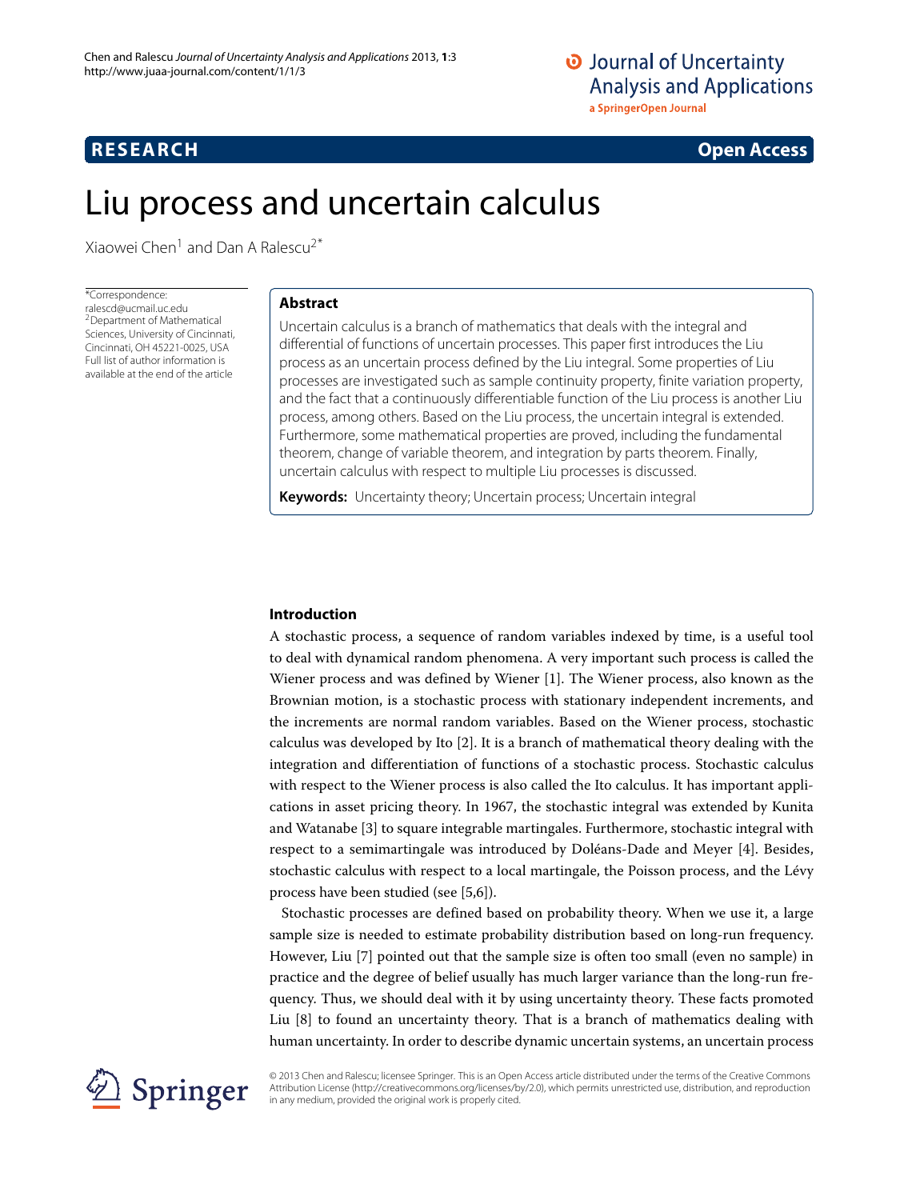**RESEARCH** **Open Access**

# Liu process and uncertain calculus

Xiaowei Chen[1] and Dan A Ralescu[2*]

*Correspondence: ralescd@ucmail.uc.edu
[2]Department of Mathematical Sciences, University of Cincinnati, Cincinnati, OH 45221-0025, USA
Full list of author information is available at the end of the article

## Abstract

Uncertain calculus is a branch of mathematics that deals with the integral and differential of functions of uncertain processes. This paper first introduces the Liu process as an uncertain process defined by the Liu integral. Some properties of Liu processes are investigated such as sample continuity property, finite variation property, and the fact that a continuously differentiable function of the Liu process is another Liu process, among others. Based on the Liu process, the uncertain integral is extended. Furthermore, some mathematical properties are proved, including the fundamental theorem, change of variable theorem, and integration by parts theorem. Finally, uncertain calculus with respect to multiple Liu processes is discussed.

**Keywords:** Uncertainty theory; Uncertain process; Uncertain integral

## Introduction

A stochastic process, a sequence of random variables indexed by time, is a useful tool to deal with dynamical random phenomena. A very important such process is called the Wiener process and was defined by Wiener [1]. The Wiener process, also known as the Brownian motion, is a stochastic process with stationary independent increments, and the increments are normal random variables. Based on the Wiener process, stochastic calculus was developed by Ito [2]. It is a branch of mathematical theory dealing with the integration and differentiation of functions of a stochastic process. Stochastic calculus with respect to the Wiener process is also called the Ito calculus. It has important applications in asset pricing theory. In 1967, the stochastic integral was extended by Kunita and Watanabe [3] to square integrable martingales. Furthermore, stochastic integral with respect to a semimartingale was introduced by Doléans-Dade and Meyer [4]. Besides, stochastic calculus with respect to a local martingale, the Poisson process, and the Lévy process have been studied (see [5,6]).

Stochastic processes are defined based on probability theory. When we use it, a large sample size is needed to estimate probability distribution based on long-run frequency. However, Liu [7] pointed out that the sample size is often too small (even no sample) in practice and the degree of belief usually has much larger variance than the long-run frequency. Thus, we should deal with it by using uncertainty theory. These facts promoted Liu [8] to found an uncertainty theory. That is a branch of mathematics dealing with human uncertainty. In order to describe dynamic uncertain systems, an uncertain process

© 2013 Chen and Ralescu; licensee Springer. This is an Open Access article distributed under the terms of the Creative Commons Attribution License (http://creativecommons.org/licenses/by/2.0), which permits unrestricted use, distribution, and reproduction in any medium, provided the original work is properly cited.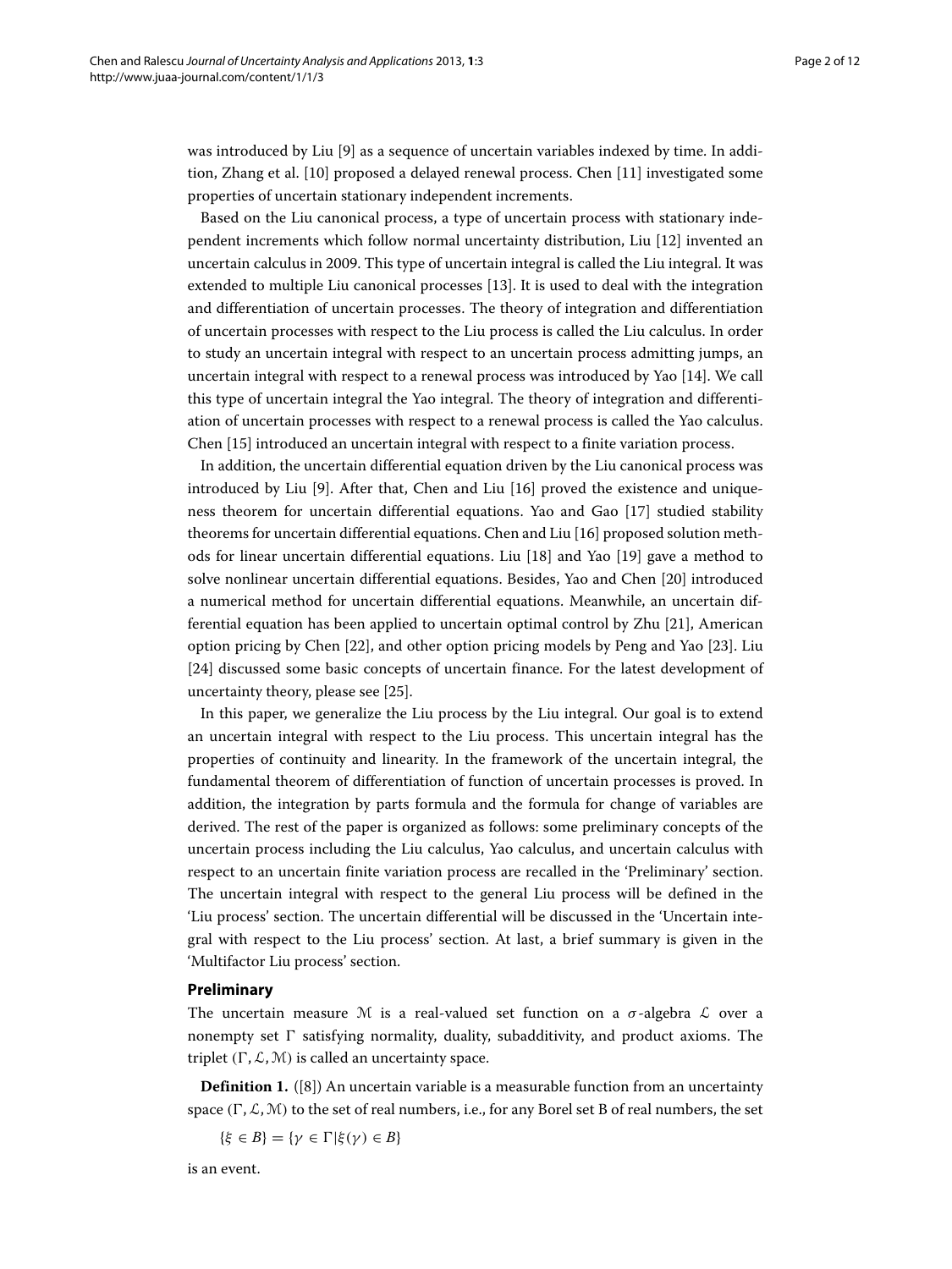was introduced by Liu [9] as a sequence of uncertain variables indexed by time. In addition, Zhang et al. [10] proposed a delayed renewal process. Chen [11] investigated some properties of uncertain stationary independent increments.

Based on the Liu canonical process, a type of uncertain process with stationary independent increments which follow normal uncertainty distribution, Liu [12] invented an uncertain calculus in 2009. This type of uncertain integral is called the Liu integral. It was extended to multiple Liu canonical processes [13]. It is used to deal with the integration and differentiation of uncertain processes. The theory of integration and differentiation of uncertain processes with respect to the Liu process is called the Liu calculus. In order to study an uncertain integral with respect to an uncertain process admitting jumps, an uncertain integral with respect to a renewal process was introduced by Yao [14]. We call this type of uncertain integral the Yao integral. The theory of integration and differentiation of uncertain processes with respect to a renewal process is called the Yao calculus. Chen [15] introduced an uncertain integral with respect to a finite variation process.

In addition, the uncertain differential equation driven by the Liu canonical process was introduced by Liu [9]. After that, Chen and Liu [16] proved the existence and uniqueness theorem for uncertain differential equations. Yao and Gao [17] studied stability theorems for uncertain differential equations. Chen and Liu [16] proposed solution methods for linear uncertain differential equations. Liu [18] and Yao [19] gave a method to solve nonlinear uncertain differential equations. Besides, Yao and Chen [20] introduced a numerical method for uncertain differential equations. Meanwhile, an uncertain differential equation has been applied to uncertain optimal control by Zhu [21], American option pricing by Chen [22], and other option pricing models by Peng and Yao [23]. Liu [24] discussed some basic concepts of uncertain finance. For the latest development of uncertainty theory, please see [25].

In this paper, we generalize the Liu process by the Liu integral. Our goal is to extend an uncertain integral with respect to the Liu process. This uncertain integral has the properties of continuity and linearity. In the framework of the uncertain integral, the fundamental theorem of differentiation of function of uncertain processes is proved. In addition, the integration by parts formula and the formula for change of variables are derived. The rest of the paper is organized as follows: some preliminary concepts of the uncertain process including the Liu calculus, Yao calculus, and uncertain calculus with respect to an uncertain finite variation process are recalled in the 'Preliminary' section. The uncertain integral with respect to the general Liu process will be defined in the 'Liu process' section. The uncertain differential will be discussed in the 'Uncertain integral with respect to the Liu process' section. At last, a brief summary is given in the 'Multifactor Liu process' section.

## Preliminary

The uncertain measure $\mathcal{M}$ is a real-valued set function on a $\sigma$-algebra $\mathcal{L}$ over a nonempty set $\Gamma$ satisfying normality, duality, subadditivity, and product axioms. The triplet $(\Gamma, \mathcal{L}, \mathcal{M})$ is called an uncertainty space.

**Definition 1.** ([8]) An uncertain variable is a measurable function from an uncertainty space $(\Gamma, \mathcal{L}, \mathcal{M})$ to the set of real numbers, i.e., for any Borel set B of real numbers, the set

$$\{\xi \in B\} = \{\gamma \in \Gamma | \xi(\gamma) \in B\}$$

is an event.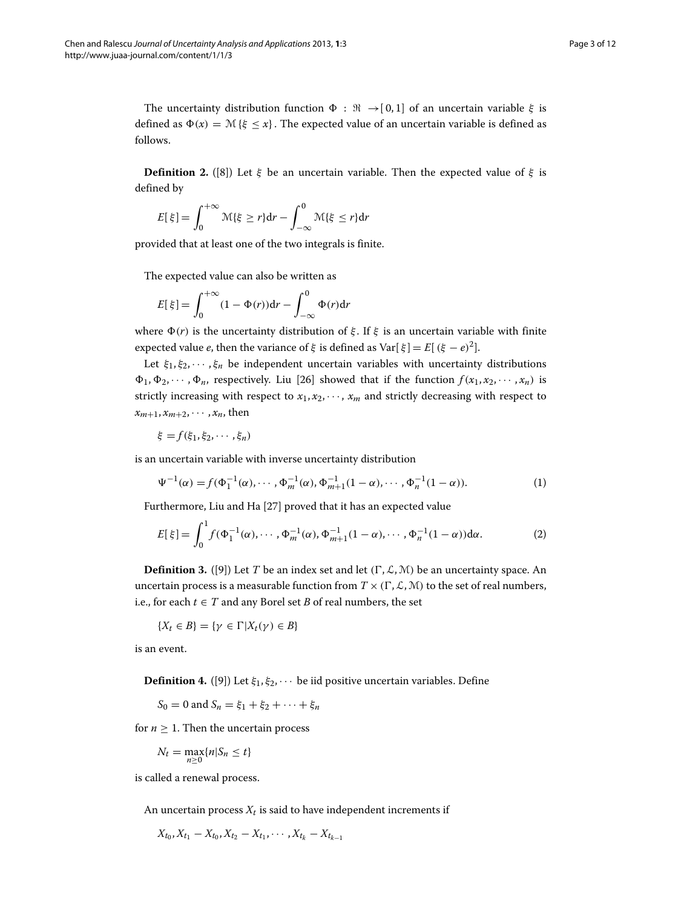The uncertainty distribution function $\Phi : \Re \to [0, 1]$ of an uncertain variable $\xi$ is defined as $\Phi(x) = \mathcal{M}\{\xi \le x\}$. The expected value of an uncertain variable is defined as follows.

**Definition 2.** ([8]) Let $\xi$ be an uncertain variable. Then the expected value of $\xi$ is defined by

$$E[\xi] = \int_0^{+\infty} \mathcal{M}\{\xi \ge r\}\mathrm{d}r - \int_{-\infty}^0 \mathcal{M}\{\xi \le r\}\mathrm{d}r$$

provided that at least one of the two integrals is finite.

The expected value can also be written as

$$E[\xi] = \int_0^{+\infty} (1 - \Phi(r))\mathrm{d}r - \int_{-\infty}^0 \Phi(r)\mathrm{d}r$$

where $\Phi(r)$ is the uncertainty distribution of $\xi$. If $\xi$ is an uncertain variable with finite expected value $e$, then the variance of $\xi$ is defined as $\mathrm{Var}[\xi] = E[(\xi - e)^2]$.

Let $\xi_1, \xi_2, \cdots, \xi_n$ be independent uncertain variables with uncertainty distributions $\Phi_1, \Phi_2, \cdots, \Phi_n$, respectively. Liu [26] showed that if the function $f(x_1, x_2, \cdots, x_n)$ is strictly increasing with respect to $x_1, x_2, \cdots, x_m$ and strictly decreasing with respect to $x_{m+1}, x_{m+2}, \cdots, x_n$, then

$$\xi = f(\xi_1, \xi_2, \cdots, \xi_n)$$

is an uncertain variable with inverse uncertainty distribution

$$\Psi^{-1}(\alpha) = f(\Phi_1^{-1}(\alpha), \cdots, \Phi_m^{-1}(\alpha), \Phi_{m+1}^{-1}(1-\alpha), \cdots, \Phi_n^{-1}(1-\alpha)). \tag{1}$$

Furthermore, Liu and Ha [27] proved that it has an expected value

$$E[\xi] = \int_0^1 f(\Phi_1^{-1}(\alpha), \cdots, \Phi_m^{-1}(\alpha), \Phi_{m+1}^{-1}(1-\alpha), \cdots, \Phi_n^{-1}(1-\alpha))\mathrm{d}\alpha. \tag{2}$$

**Definition 3.** ([9]) Let $T$ be an index set and let $(\Gamma, \mathcal{L}, \mathcal{M})$ be an uncertainty space. An uncertain process is a measurable function from $T \times (\Gamma, \mathcal{L}, \mathcal{M})$ to the set of real numbers, i.e., for each $t \in T$ and any Borel set $B$ of real numbers, the set

$$\{X_t \in B\} = \{\gamma \in \Gamma | X_t(\gamma) \in B\}$$

is an event.

**Definition 4.** ([9]) Let $\xi_1, \xi_2, \cdots$ be iid positive uncertain variables. Define

$$S_0 = 0 \text{ and } S_n = \xi_1 + \xi_2 + \cdots + \xi_n$$

for $n \ge 1$. Then the uncertain process

$$N_t = \max_{n \ge 0}\{n | S_n \le t\}$$

is called a renewal process.

An uncertain process $X_t$ is said to have independent increments if

$$X_{t_0}, X_{t_1} - X_{t_0}, X_{t_2} - X_{t_1}, \cdots, X_{t_k} - X_{t_{k-1}}$$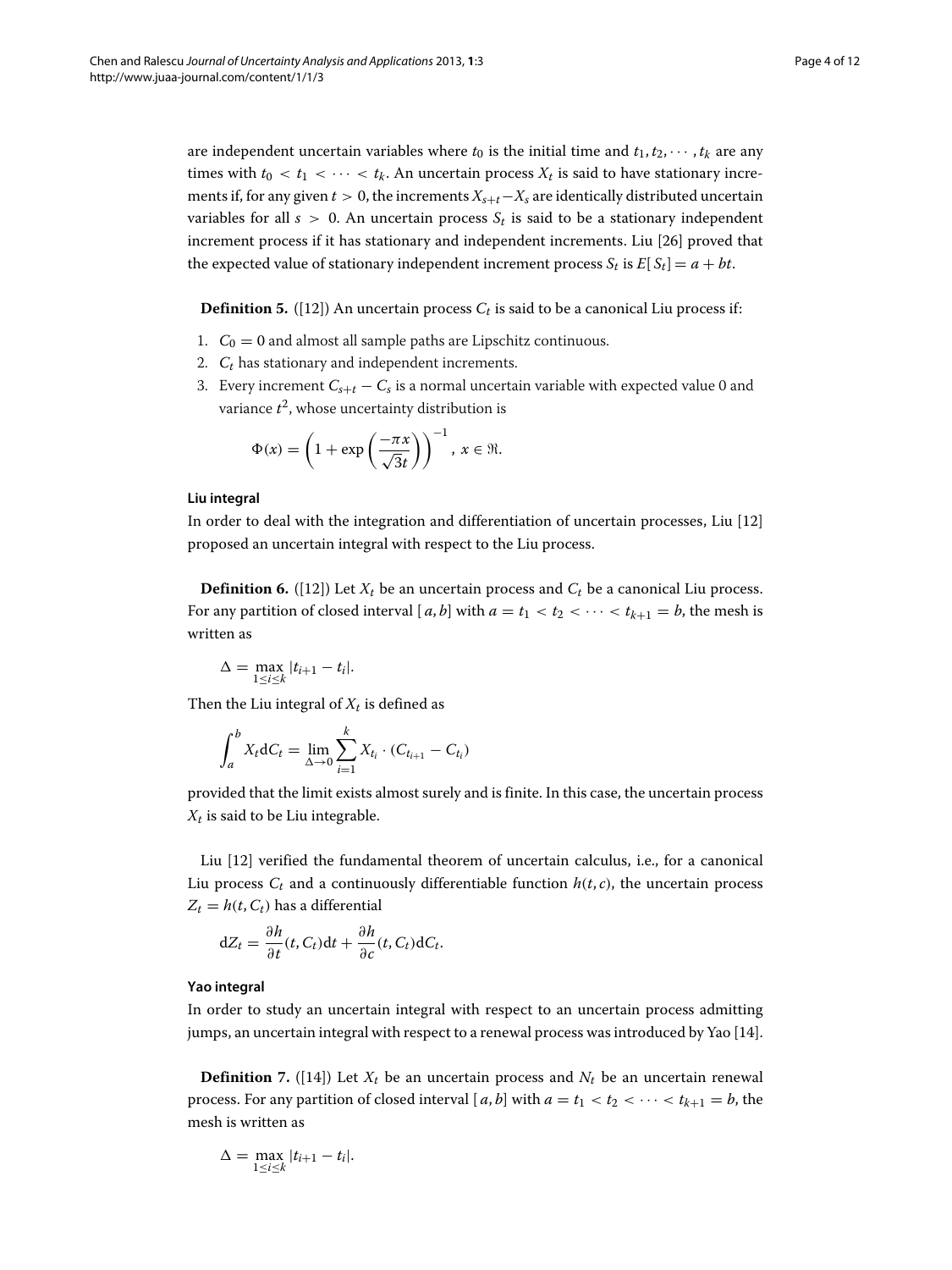are independent uncertain variables where $t_0$ is the initial time and $t_1, t_2, \cdots, t_k$ are any times with $t_0 < t_1 < \cdots < t_k$. An uncertain process $X_t$ is said to have stationary increments if, for any given $t > 0$, the increments $X_{s+t} - X_s$ are identically distributed uncertain variables for all $s > 0$. An uncertain process $S_t$ is said to be a stationary independent increment process if it has stationary and independent increments. Liu [26] proved that the expected value of stationary independent increment process $S_t$ is $E[S_t] = a + bt$.

**Definition 5.** ([12]) An uncertain process $C_t$ is said to be a canonical Liu process if:

1. $C_0 = 0$ and almost all sample paths are Lipschitz continuous.
2. $C_t$ has stationary and independent increments.
3. Every increment $C_{s+t} - C_s$ is a normal uncertain variable with expected value 0 and variance $t^2$, whose uncertainty distribution is

$$\Phi(x) = \left(1 + \exp\left(\frac{-\pi x}{\sqrt{3}t}\right)\right)^{-1}, \ x \in \Re.$$

#### Liu integral

In order to deal with the integration and differentiation of uncertain processes, Liu [12] proposed an uncertain integral with respect to the Liu process.

**Definition 6.** ([12]) Let $X_t$ be an uncertain process and $C_t$ be a canonical Liu process. For any partition of closed interval $[a, b]$ with $a = t_1 < t_2 < \cdots < t_{k+1} = b$, the mesh is written as

$$\Delta = \max_{1 \le i \le k} |t_{i+1} - t_i|.$$

Then the Liu integral of $X_t$ is defined as

$$\int_a^b X_t \mathrm{d}C_t = \lim_{\Delta \to 0} \sum_{i=1}^{k} X_{t_i} \cdot (C_{t_{i+1}} - C_{t_i})$$

provided that the limit exists almost surely and is finite. In this case, the uncertain process $X_t$ is said to be Liu integrable.

Liu [12] verified the fundamental theorem of uncertain calculus, i.e., for a canonical Liu process $C_t$ and a continuously differentiable function $h(t, c)$, the uncertain process $Z_t = h(t, C_t)$ has a differential

$$\mathrm{d}Z_t = \frac{\partial h}{\partial t}(t, C_t)\mathrm{d}t + \frac{\partial h}{\partial c}(t, C_t)\mathrm{d}C_t.$$

#### Yao integral

In order to study an uncertain integral with respect to an uncertain process admitting jumps, an uncertain integral with respect to a renewal process was introduced by Yao [14].

**Definition 7.** ([14]) Let $X_t$ be an uncertain process and $N_t$ be an uncertain renewal process. For any partition of closed interval $[a, b]$ with $a = t_1 < t_2 < \cdots < t_{k+1} = b$, the mesh is written as

$$\Delta = \max_{1 \le i \le k} |t_{i+1} - t_i|.$$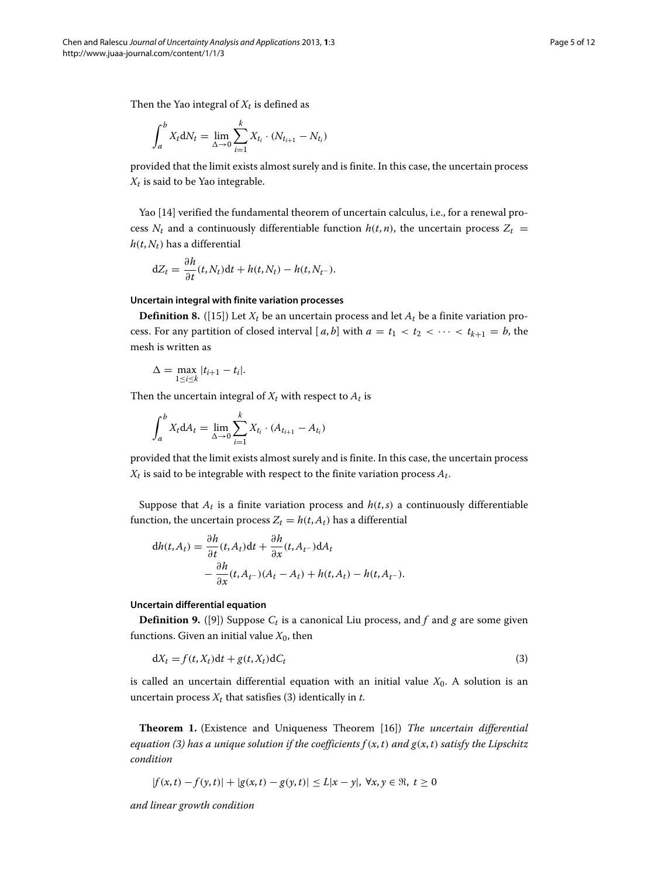Then the Yao integral of $X_t$ is defined as

$$\int_a^b X_t \mathrm{d}N_t = \lim_{\Delta \to 0} \sum_{i=1}^{k} X_{t_i} \cdot (N_{t_{i+1}} - N_{t_i})$$

provided that the limit exists almost surely and is finite. In this case, the uncertain process $X_t$ is said to be Yao integrable.

Yao [14] verified the fundamental theorem of uncertain calculus, i.e., for a renewal process $N_t$ and a continuously differentiable function $h(t,n)$, the uncertain process $Z_t = h(t, N_t)$ has a differential

$$\mathrm{d}Z_t = \frac{\partial h}{\partial t}(t, N_t)\mathrm{d}t + h(t, N_t) - h(t, N_{t^-}).$$

#### Uncertain integral with finite variation processes

**Definition 8.** ([15]) Let $X_t$ be an uncertain process and let $A_t$ be a finite variation process. For any partition of closed interval $[a, b]$ with $a = t_1 < t_2 < \cdots < t_{k+1} = b$, the mesh is written as

$$\Delta = \max_{1 \le i \le k} |t_{i+1} - t_i|.$$

Then the uncertain integral of $X_t$ with respect to $A_t$ is

$$\int_a^b X_t \mathrm{d}A_t = \lim_{\Delta \to 0} \sum_{i=1}^{k} X_{t_i} \cdot (A_{t_{i+1}} - A_{t_i})$$

provided that the limit exists almost surely and is finite. In this case, the uncertain process $X_t$ is said to be integrable with respect to the finite variation process $A_t$.

Suppose that $A_t$ is a finite variation process and $h(t,s)$ a continuously differentiable function, the uncertain process $Z_t = h(t, A_t)$ has a differential

$$\mathrm{d}h(t, A_t) = \frac{\partial h}{\partial t}(t, A_t)\mathrm{d}t + \frac{\partial h}{\partial x}(t, A_{t^-})\mathrm{d}A_t - \frac{\partial h}{\partial x}(t, A_{t^-})(A_t - A_t) + h(t, A_t) - h(t, A_{t^-}).$$

#### Uncertain differential equation

**Definition 9.** ([9]) Suppose $C_t$ is a canonical Liu process, and $f$ and $g$ are some given functions. Given an initial value $X_0$, then

$$\mathrm{d}X_t = f(t, X_t)\mathrm{d}t + g(t, X_t)\mathrm{d}C_t \tag{3}$$

is called an uncertain differential equation with an initial value $X_0$. A solution is an uncertain process $X_t$ that satisfies (3) identically in $t$.

**Theorem 1.** (Existence and Uniqueness Theorem [16]) *The uncertain differential equation (3) has a unique solution if the coefficients $f(x,t)$ and $g(x,t)$ satisfy the Lipschitz condition*

$$|f(x,t) - f(y,t)| + |g(x,t) - g(y,t)| \le L|x - y|, \ \forall x, y \in \Re, \ t \ge 0$$

*and linear growth condition*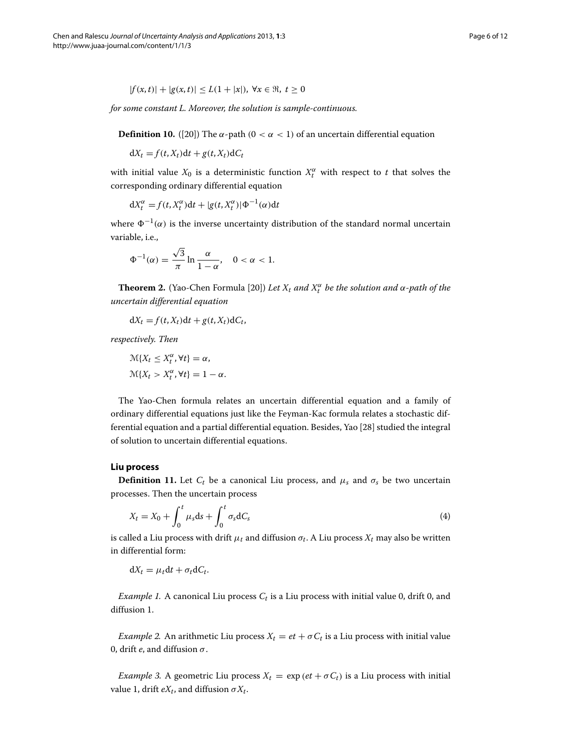$$|f(x,t)| + |g(x,t)| \leq L(1 + |x|), \ \forall x \in \Re, \ t \geq 0$$

*for some constant L. Moreover, the solution is sample-continuous.*

**Definition 10.** ([20]) The $\alpha$-path ($0 < \alpha < 1$) of an uncertain differential equation

$$\mathrm{d}X_t = f(t, X_t)\mathrm{d}t + g(t, X_t)\mathrm{d}C_t$$

with initial value $X_0$ is a deterministic function $X_t^\alpha$ with respect to $t$ that solves the corresponding ordinary differential equation

$$\mathrm{d}X_t^\alpha = f(t, X_t^\alpha)\mathrm{d}t + |g(t, X_t^\alpha)|\Phi^{-1}(\alpha)\mathrm{d}t$$

where $\Phi^{-1}(\alpha)$ is the inverse uncertainty distribution of the standard normal uncertain variable, i.e.,

$$\Phi^{-1}(\alpha) = \frac{\sqrt{3}}{\pi} \ln \frac{\alpha}{1 - \alpha}, \quad 0 < \alpha < 1.$$

**Theorem 2.** (Yao-Chen Formula [20]) *Let $X_t$ and $X_t^\alpha$ be the solution and $\alpha$-path of the uncertain differential equation*

$$\mathrm{d}X_t = f(t, X_t)\mathrm{d}t + g(t, X_t)\mathrm{d}C_t,$$

*respectively. Then*

$$\mathcal{M}\{X_t \leq X_t^\alpha, \forall t\} = \alpha,$$
$$\mathcal{M}\{X_t > X_t^\alpha, \forall t\} = 1 - \alpha.$$

The Yao-Chen formula relates an uncertain differential equation and a family of ordinary differential equations just like the Feyman-Kac formula relates a stochastic differential equation and a partial differential equation. Besides, Yao [28] studied the integral of solution to uncertain differential equations.

### Liu process

**Definition 11.** Let $C_t$ be a canonical Liu process, and $\mu_s$ and $\sigma_s$ be two uncertain processes. Then the uncertain process

$$X_t = X_0 + \int_0^t \mu_s \mathrm{d}s + \int_0^t \sigma_s \mathrm{d}C_s \tag{4}$$

is called a Liu process with drift $\mu_t$ and diffusion $\sigma_t$. A Liu process $X_t$ may also be written in differential form:

$$\mathrm{d}X_t = \mu_t \mathrm{d}t + \sigma_t \mathrm{d}C_t.$$

*Example 1.* A canonical Liu process $C_t$ is a Liu process with initial value 0, drift 0, and diffusion 1.

*Example 2.* An arithmetic Liu process $X_t = et + \sigma C_t$ is a Liu process with initial value 0, drift $e$, and diffusion $\sigma$.

*Example 3.* A geometric Liu process $X_t = \exp(et + \sigma C_t)$ is a Liu process with initial value 1, drift $eX_t$, and diffusion $\sigma X_t$.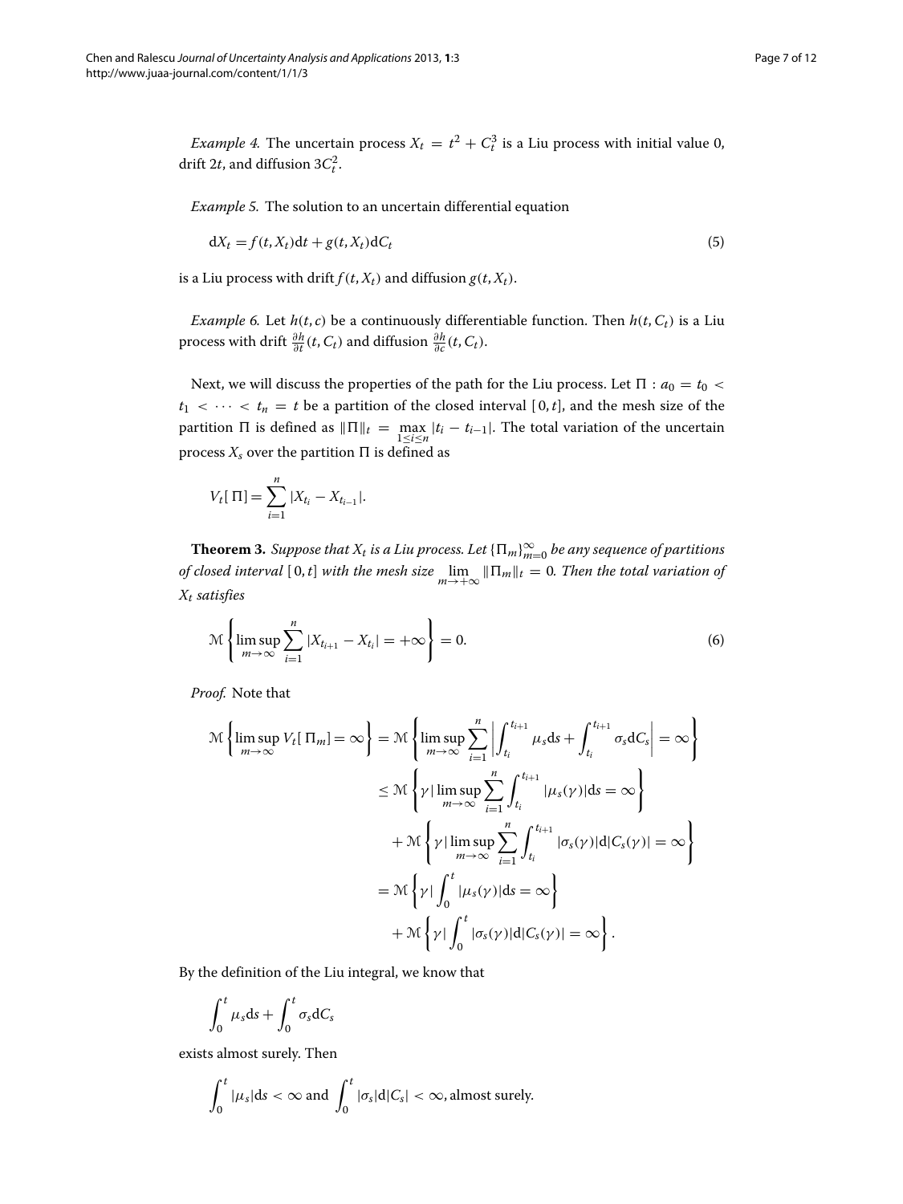*Example 4.* The uncertain process $X_t = t^2 + C_t^3$ is a Liu process with initial value 0, drift $2t$, and diffusion $3C_t^2$.

*Example 5.* The solution to an uncertain differential equation

$$\mathrm{d}X_t = f(t, X_t)\mathrm{d}t + g(t, X_t)\mathrm{d}C_t \tag{5}$$

is a Liu process with drift $f(t, X_t)$ and diffusion $g(t, X_t)$.

*Example 6.* Let $h(t, c)$ be a continuously differentiable function. Then $h(t, C_t)$ is a Liu process with drift $\frac{\partial h}{\partial t}(t, C_t)$ and diffusion $\frac{\partial h}{\partial c}(t, C_t)$.

Next, we will discuss the properties of the path for the Liu process. Let $\Pi : a_0 = t_0 < t_1 < \cdots < t_n = t$ be a partition of the closed interval $[0, t]$, and the mesh size of the partition $\Pi$ is defined as $\|\Pi\|_t = \max_{1 \le i \le n} |t_i - t_{i-1}|$. The total variation of the uncertain process $X_s$ over the partition $\Pi$ is defined as

$$V_t[\Pi] = \sum_{i=1}^{n} |X_{t_i} - X_{t_{i-1}}|.$$

**Theorem 3.** *Suppose that $X_t$ is a Liu process. Let $\{\Pi_m\}_{m=0}^{\infty}$ be any sequence of partitions of closed interval $[0, t]$ with the mesh size $\lim_{m \to +\infty} \|\Pi_m\|_t = 0$. Then the total variation of $X_t$ satisfies*

$$\mathcal{M}\left\{\limsup_{m \to \infty} \sum_{i=1}^{n} |X_{t_{i+1}} - X_{t_i}| = +\infty\right\} = 0. \tag{6}$$

*Proof.* Note that

$$\begin{aligned}
\mathcal{M}\left\{\limsup_{m\to\infty} V_t[\Pi_m] = \infty\right\} &= \mathcal{M}\left\{\limsup_{m\to\infty} \sum_{i=1}^{n} \left|\int_{t_i}^{t_{i+1}} \mu_s \mathrm{d}s + \int_{t_i}^{t_{i+1}} \sigma_s \mathrm{d}C_s\right| = \infty\right\} \\
&\le \mathcal{M}\left\{\gamma \,\middle|\, \limsup_{m\to\infty} \sum_{i=1}^{n} \int_{t_i}^{t_{i+1}} |\mu_s(\gamma)| \mathrm{d}s = \infty\right\} \\
&\quad + \mathcal{M}\left\{\gamma \,\middle|\, \limsup_{m\to\infty} \sum_{i=1}^{n} \int_{t_i}^{t_{i+1}} |\sigma_s(\gamma)| \mathrm{d}|C_s(\gamma)| = \infty\right\} \\
&= \mathcal{M}\left\{\gamma \,\middle|\, \int_0^t |\mu_s(\gamma)| \mathrm{d}s = \infty\right\} \\
&\quad + \mathcal{M}\left\{\gamma \,\middle|\, \int_0^t |\sigma_s(\gamma)| \mathrm{d}|C_s(\gamma)| = \infty\right\}.
\end{aligned}$$

By the definition of the Liu integral, we know that

$$\int_0^t \mu_s \mathrm{d}s + \int_0^t \sigma_s \mathrm{d}C_s$$

exists almost surely. Then

$$\int_0^t |\mu_s| \mathrm{d}s < \infty \text{ and } \int_0^t |\sigma_s| \mathrm{d}|C_s| < \infty, \text{almost surely.}$$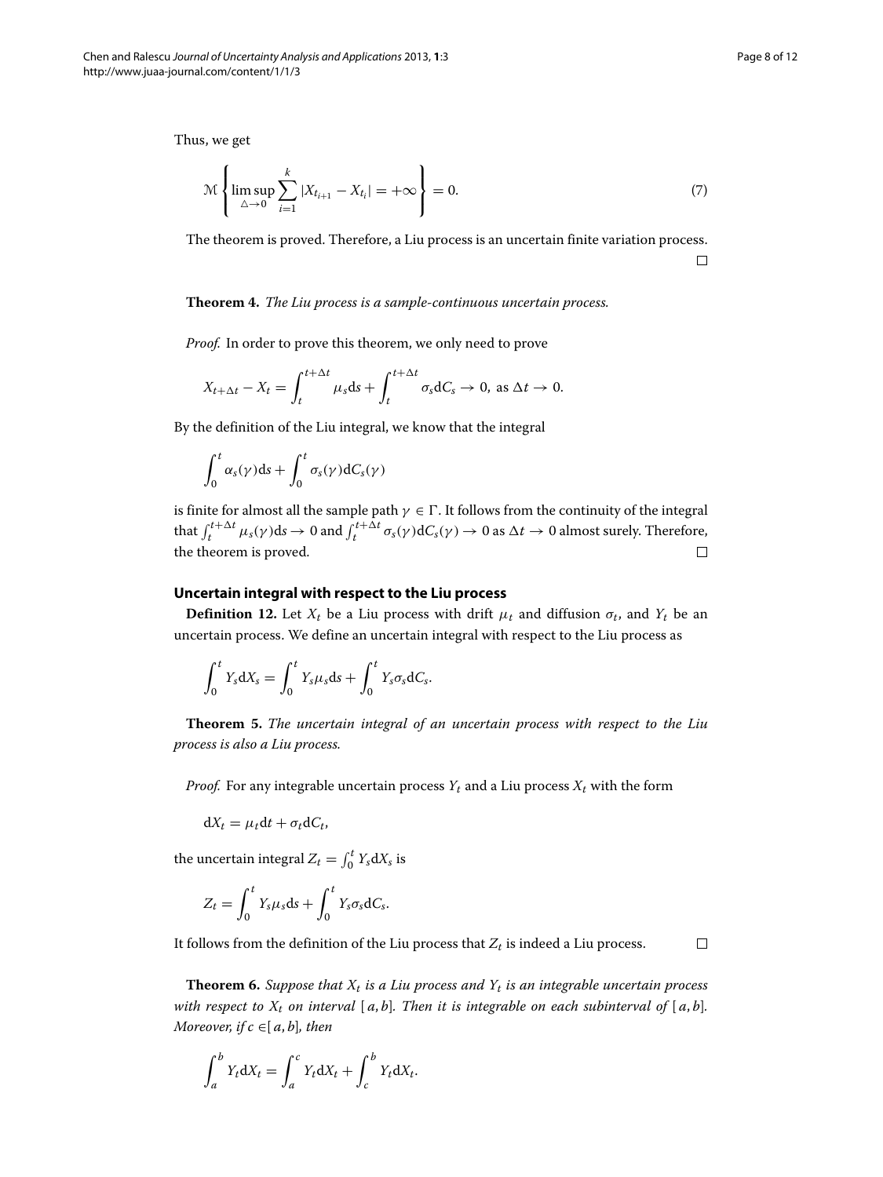Thus, we get

$$\mathcal{M}\left\{\limsup_{\triangle \to 0} \sum_{i=1}^{k} |X_{t_{i+1}} - X_{t_i}| = +\infty\right\} = 0. \tag{7}$$

The theorem is proved. Therefore, a Liu process is an uncertain finite variation process. □

**Theorem 4.** *The Liu process is a sample-continuous uncertain process.*

*Proof.* In order to prove this theorem, we only need to prove

$$X_{t+\Delta t} - X_t = \int_t^{t+\Delta t} \mu_s \mathrm{d}s + \int_t^{t+\Delta t} \sigma_s \mathrm{d}C_s \to 0, \text{ as } \Delta t \to 0.$$

By the definition of the Liu integral, we know that the integral

$$\int_0^t \alpha_s(\gamma)\mathrm{d}s + \int_0^t \sigma_s(\gamma)\mathrm{d}C_s(\gamma)$$

is finite for almost all the sample path $\gamma \in \Gamma$. It follows from the continuity of the integral that $\int_t^{t+\Delta t} \mu_s(\gamma)\mathrm{d}s \to 0$ and $\int_t^{t+\Delta t} \sigma_s(\gamma)\mathrm{d}C_s(\gamma) \to 0$ as $\Delta t \to 0$ almost surely. Therefore, the theorem is proved. □

## Uncertain integral with respect to the Liu process

**Definition 12.** Let $X_t$ be a Liu process with drift $\mu_t$ and diffusion $\sigma_t$, and $Y_t$ be an uncertain process. We define an uncertain integral with respect to the Liu process as

$$\int_0^t Y_s \mathrm{d}X_s = \int_0^t Y_s \mu_s \mathrm{d}s + \int_0^t Y_s \sigma_s \mathrm{d}C_s.$$

**Theorem 5.** *The uncertain integral of an uncertain process with respect to the Liu process is also a Liu process.*

*Proof.* For any integrable uncertain process $Y_t$ and a Liu process $X_t$ with the form

$$\mathrm{d}X_t = \mu_t \mathrm{d}t + \sigma_t \mathrm{d}C_t,$$

the uncertain integral $Z_t = \int_0^t Y_s \mathrm{d}X_s$ is

$$Z_t = \int_0^t Y_s \mu_s \mathrm{d}s + \int_0^t Y_s \sigma_s \mathrm{d}C_s.$$

It follows from the definition of the Liu process that $Z_t$ is indeed a Liu process. □

**Theorem 6.** *Suppose that $X_t$ is a Liu process and $Y_t$ is an integrable uncertain process with respect to $X_t$ on interval $[a, b]$. Then it is integrable on each subinterval of $[a, b]$. Moreover, if $c \in [a, b]$, then*

$$\int_a^b Y_t \mathrm{d}X_t = \int_a^c Y_t \mathrm{d}X_t + \int_c^b Y_t \mathrm{d}X_t.$$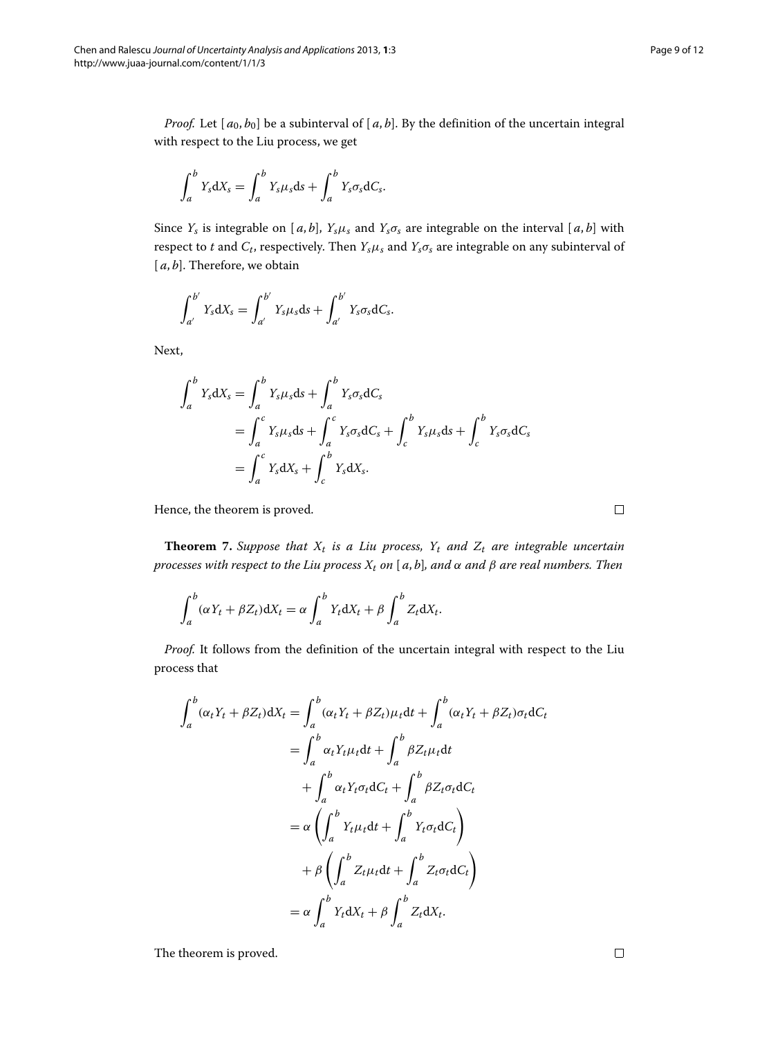*Proof.* Let $[a_0, b_0]$ be a subinterval of $[a, b]$. By the definition of the uncertain integral with respect to the Liu process, we get

$$\int_a^b Y_s \mathrm{d}X_s = \int_a^b Y_s \mu_s \mathrm{d}s + \int_a^b Y_s \sigma_s \mathrm{d}C_s.$$

Since $Y_s$ is integrable on $[a, b]$, $Y_s\mu_s$ and $Y_s\sigma_s$ are integrable on the interval $[a, b]$ with respect to $t$ and $C_t$, respectively. Then $Y_s\mu_s$ and $Y_s\sigma_s$ are integrable on any subinterval of $[a, b]$. Therefore, we obtain

$$\int_{a'}^{b'} Y_s \mathrm{d}X_s = \int_{a'}^{b'} Y_s \mu_s \mathrm{d}s + \int_{a'}^{b'} Y_s \sigma_s \mathrm{d}C_s.$$

Next,

$$\begin{aligned}
\int_a^b Y_s \mathrm{d}X_s &= \int_a^b Y_s \mu_s \mathrm{d}s + \int_a^b Y_s \sigma_s \mathrm{d}C_s \\
&= \int_a^c Y_s \mu_s \mathrm{d}s + \int_a^c Y_s \sigma_s \mathrm{d}C_s + \int_c^b Y_s \mu_s \mathrm{d}s + \int_c^b Y_s \sigma_s \mathrm{d}C_s \\
&= \int_a^c Y_s \mathrm{d}X_s + \int_c^b Y_s \mathrm{d}X_s.
\end{aligned}$$

Hence, the theorem is proved. □

**Theorem 7.** *Suppose that $X_t$ is a Liu process, $Y_t$ and $Z_t$ are integrable uncertain processes with respect to the Liu process $X_t$ on $[a, b]$, and $\alpha$ and $\beta$ are real numbers. Then*

$$\int_a^b (\alpha Y_t + \beta Z_t) \mathrm{d}X_t = \alpha \int_a^b Y_t \mathrm{d}X_t + \beta \int_a^b Z_t \mathrm{d}X_t.$$

*Proof.* It follows from the definition of the uncertain integral with respect to the Liu process that

$$\begin{aligned}
\int_a^b (\alpha_t Y_t + \beta Z_t) \mathrm{d}X_t &= \int_a^b (\alpha_t Y_t + \beta Z_t) \mu_t \mathrm{d}t + \int_a^b (\alpha_t Y_t + \beta Z_t) \sigma_t \mathrm{d}C_t \\
&= \int_a^b \alpha_t Y_t \mu_t \mathrm{d}t + \int_a^b \beta Z_t \mu_t \mathrm{d}t \\
&\quad + \int_a^b \alpha_t Y_t \sigma_t \mathrm{d}C_t + \int_a^b \beta Z_t \sigma_t \mathrm{d}C_t \\
&= \alpha \left( \int_a^b Y_t \mu_t \mathrm{d}t + \int_a^b Y_t \sigma_t \mathrm{d}C_t \right) \\
&\quad + \beta \left( \int_a^b Z_t \mu_t \mathrm{d}t + \int_a^b Z_t \sigma_t \mathrm{d}C_t \right) \\
&= \alpha \int_a^b Y_t \mathrm{d}X_t + \beta \int_a^b Z_t \mathrm{d}X_t.
\end{aligned}$$

The theorem is proved. □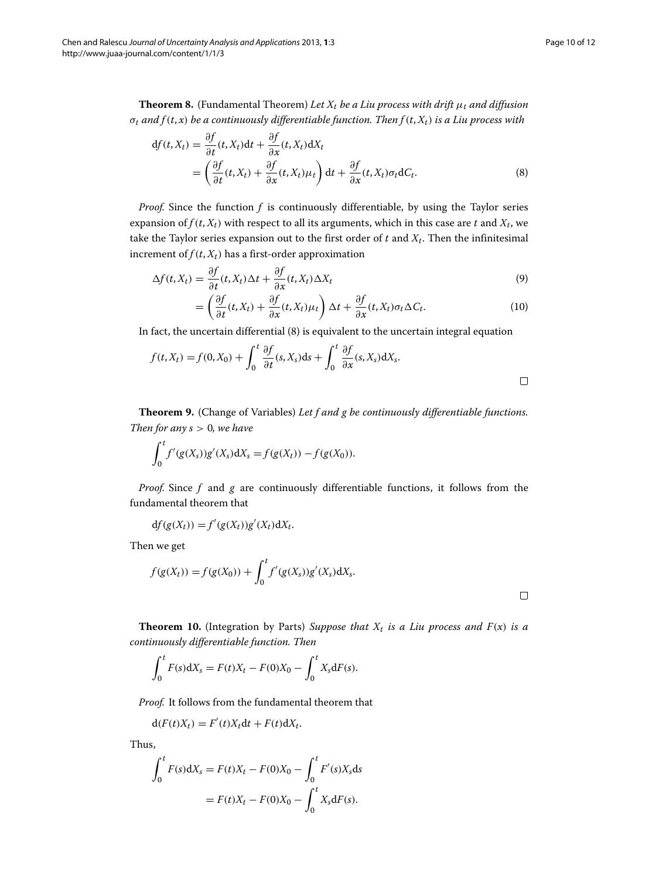**Theorem 8.** (Fundamental Theorem) *Let $X_t$ be a Liu process with drift $\mu_t$ and diffusion $\sigma_t$ and $f(t,x)$ be a continuously differentiable function. Then $f(t,X_t)$ is a Liu process with*

$$
\begin{aligned}
\mathrm{d}f(t,X_t) &= \frac{\partial f}{\partial t}(t,X_t)\mathrm{d}t + \frac{\partial f}{\partial x}(t,X_t)\mathrm{d}X_t \\
&= \left(\frac{\partial f}{\partial t}(t,X_t) + \frac{\partial f}{\partial x}(t,X_t)\mu_t\right)\mathrm{d}t + \frac{\partial f}{\partial x}(t,X_t)\sigma_t \mathrm{d}C_t. \qquad (8)
\end{aligned}
$$

*Proof.* Since the function $f$ is continuously differentiable, by using the Taylor series expansion of $f(t,X_t)$ with respect to all its arguments, which in this case are $t$ and $X_t$, we take the Taylor series expansion out to the first order of $t$ and $X_t$. Then the infinitesimal increment of $f(t,X_t)$ has a first-order approximation

$$
\Delta f(t,X_t) = \frac{\partial f}{\partial t}(t,X_t)\Delta t + \frac{\partial f}{\partial x}(t,X_t)\Delta X_t \qquad (9)
$$

$$
= \left(\frac{\partial f}{\partial t}(t,X_t) + \frac{\partial f}{\partial x}(t,X_t)\mu_t\right)\Delta t + \frac{\partial f}{\partial x}(t,X_t)\sigma_t \Delta C_t. \qquad (10)
$$

In fact, the uncertain differential (8) is equivalent to the uncertain integral equation

$$
f(t,X_t) = f(0,X_0) + \int_0^t \frac{\partial f}{\partial t}(s,X_s)\mathrm{d}s + \int_0^t \frac{\partial f}{\partial x}(s,X_s)\mathrm{d}X_s.
$$

□

**Theorem 9.** (Change of Variables) *Let $f$ and $g$ be continuously differentiable functions. Then for any $s > 0$, we have*

$$
\int_0^t f'(g(X_s))g'(X_s)\mathrm{d}X_s = f(g(X_t)) - f(g(X_0)).
$$

*Proof.* Since $f$ and $g$ are continuously differentiable functions, it follows from the fundamental theorem that

$$
\mathrm{d}f(g(X_t)) = f'(g(X_t))g'(X_t)\mathrm{d}X_t.
$$

Then we get

$$
f(g(X_t)) = f(g(X_0)) + \int_0^t f'(g(X_s))g'(X_s)\mathrm{d}X_s.
$$

□

**Theorem 10.** (Integration by Parts) *Suppose that $X_t$ is a Liu process and $F(x)$ is a continuously differentiable function. Then*

$$
\int_0^t F(s)\mathrm{d}X_s = F(t)X_t - F(0)X_0 - \int_0^t X_s \mathrm{d}F(s).
$$

*Proof.* It follows from the fundamental theorem that

$$
\mathrm{d}(F(t)X_t) = F'(t)X_t\mathrm{d}t + F(t)\mathrm{d}X_t.
$$

Thus,

$$
\begin{aligned}
\int_0^t F(s)\mathrm{d}X_s &= F(t)X_t - F(0)X_0 - \int_0^t F'(s)X_s\mathrm{d}s \\
&= F(t)X_t - F(0)X_0 - \int_0^t X_s\mathrm{d}F(s).
\end{aligned}
$$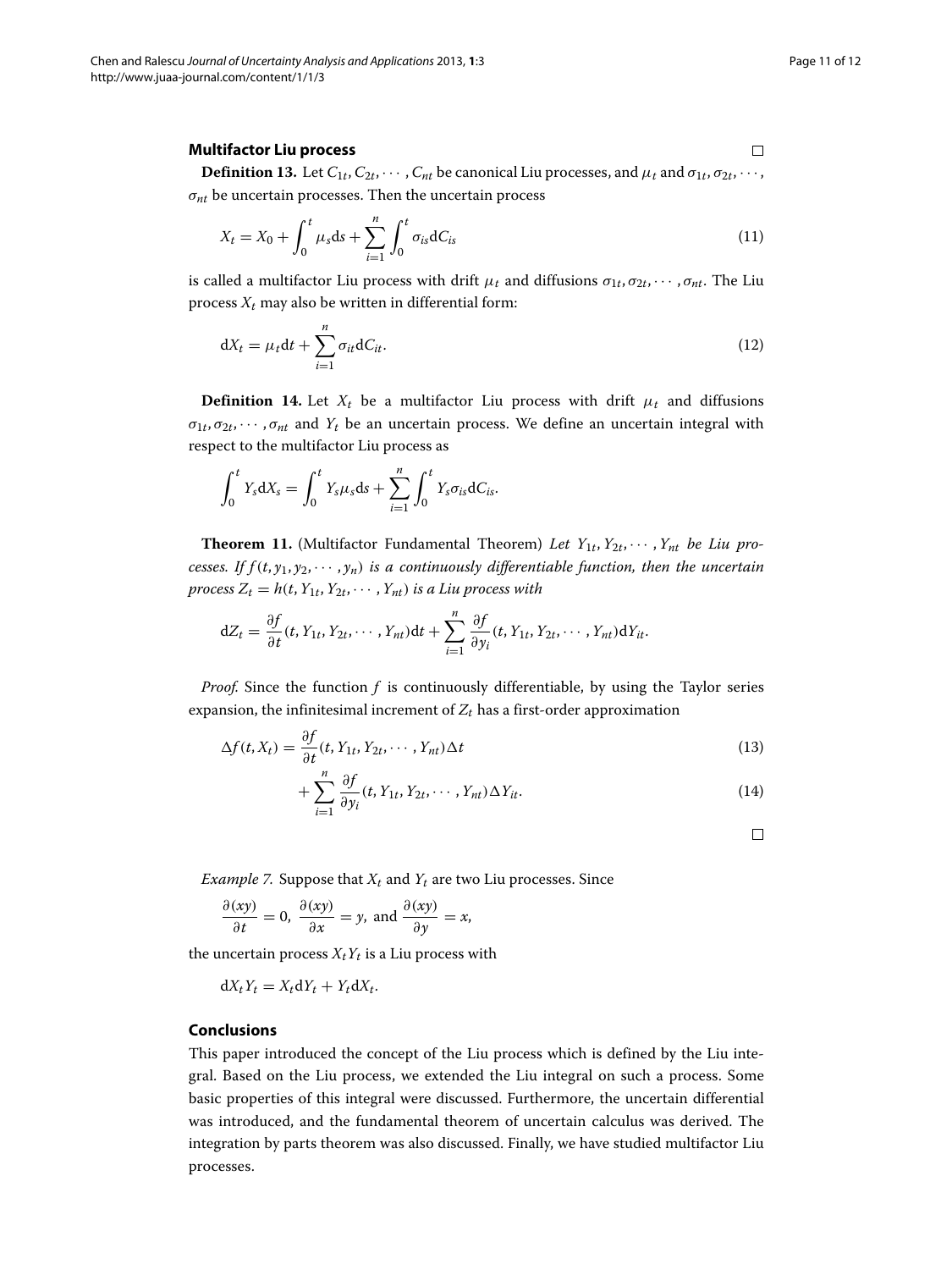□

### Multifactor Liu process

**Definition 13.** Let $C_{1t}, C_{2t}, \cdots, C_{nt}$ be canonical Liu processes, and $\mu_t$ and $\sigma_{1t}, \sigma_{2t}, \cdots, \sigma_{nt}$ be uncertain processes. Then the uncertain process

$$X_t = X_0 + \int_0^t \mu_s \mathrm{d}s + \sum_{i=1}^{n} \int_0^t \sigma_{is} \mathrm{d}C_{is} \tag{11}$$

is called a multifactor Liu process with drift $\mu_t$ and diffusions $\sigma_{1t}, \sigma_{2t}, \cdots, \sigma_{nt}$. The Liu process $X_t$ may also be written in differential form:

$$\mathrm{d}X_t = \mu_t \mathrm{d}t + \sum_{i=1}^{n} \sigma_{it} \mathrm{d}C_{it}. \tag{12}$$

**Definition 14.** Let $X_t$ be a multifactor Liu process with drift $\mu_t$ and diffusions $\sigma_{1t}, \sigma_{2t}, \cdots, \sigma_{nt}$ and $Y_t$ be an uncertain process. We define an uncertain integral with respect to the multifactor Liu process as

$$\int_0^t Y_s \mathrm{d}X_s = \int_0^t Y_s \mu_s \mathrm{d}s + \sum_{i=1}^{n} \int_0^t Y_s \sigma_{is} \mathrm{d}C_{is}.$$

**Theorem 11.** (Multifactor Fundamental Theorem) *Let $Y_{1t}, Y_{2t}, \cdots, Y_{nt}$ be Liu processes. If $f(t, y_1, y_2, \cdots, y_n)$ is a continuously differentiable function, then the uncertain process $Z_t = h(t, Y_{1t}, Y_{2t}, \cdots, Y_{nt})$ is a Liu process with*

$$\mathrm{d}Z_t = \frac{\partial f}{\partial t}(t, Y_{1t}, Y_{2t}, \cdots, Y_{nt})\mathrm{d}t + \sum_{i=1}^{n} \frac{\partial f}{\partial y_i}(t, Y_{1t}, Y_{2t}, \cdots, Y_{nt})\mathrm{d}Y_{it}.$$

*Proof.* Since the function $f$ is continuously differentiable, by using the Taylor series expansion, the infinitesimal increment of $Z_t$ has a first-order approximation

$$\Delta f(t, X_t) = \frac{\partial f}{\partial t}(t, Y_{1t}, Y_{2t}, \cdots, Y_{nt})\Delta t \tag{13}$$

$$+ \sum_{i=1}^{n} \frac{\partial f}{\partial y_i}(t, Y_{1t}, Y_{2t}, \cdots, Y_{nt})\Delta Y_{it}. \tag{14}$$

□

*Example 7.* Suppose that $X_t$ and $Y_t$ are two Liu processes. Since

$$\frac{\partial(xy)}{\partial t} = 0,\ \frac{\partial(xy)}{\partial x} = y, \text{ and } \frac{\partial(xy)}{\partial y} = x,$$

the uncertain process $X_t Y_t$ is a Liu process with

$$\mathrm{d}X_t Y_t = X_t \mathrm{d}Y_t + Y_t \mathrm{d}X_t.$$

## Conclusions

This paper introduced the concept of the Liu process which is defined by the Liu integral. Based on the Liu process, we extended the Liu integral on such a process. Some basic properties of this integral were discussed. Furthermore, the uncertain differential was introduced, and the fundamental theorem of uncertain calculus was derived. The integration by parts theorem was also discussed. Finally, we have studied multifactor Liu processes.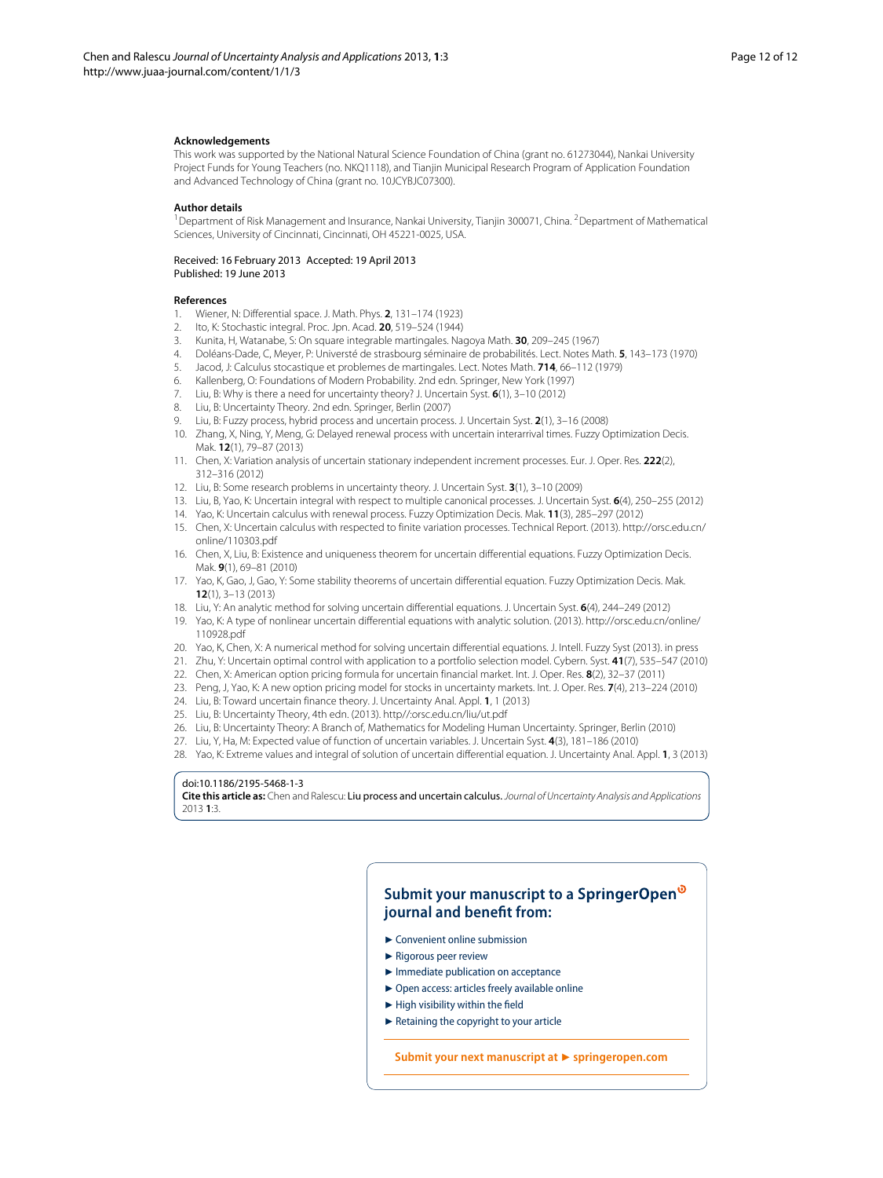### Acknowledgements

This work was supported by the National Natural Science Foundation of China (grant no. 61273044), Nankai University Project Funds for Young Teachers (no. NKQ1118), and Tianjin Municipal Research Program of Application Foundation and Advanced Technology of China (grant no. 10JCYBJC07300).

### Author details

[1]Department of Risk Management and Insurance, Nankai University, Tianjin 300071, China. [2]Department of Mathematical Sciences, University of Cincinnati, Cincinnati, OH 45221-0025, USA.

Received: 16 February 2013 Accepted: 19 April 2013
Published: 19 June 2013

### References

1. Wiener, N: Differential space. J. Math. Phys. **2**, 131–174 (1923)
2. Ito, K: Stochastic integral. Proc. Jpn. Acad. **20**, 519–524 (1944)
3. Kunita, H, Watanabe, S: On square integrable martingales. Nagoya Math. **30**, 209–245 (1967)
4. Doléans-Dade, C, Meyer, P: Universté de strasbourg séminaire de probabilités. Lect. Notes Math. **5**, 143–173 (1970)
5. Jacod, J: Calculus stocastique et problemes de martingales. Lect. Notes Math. **714**, 66–112 (1979)
6. Kallenberg, O: Foundations of Modern Probability. 2nd edn. Springer, New York (1997)
7. Liu, B: Why is there a need for uncertainty theory? J. Uncertain Syst. **6**(1), 3–10 (2012)
8. Liu, B: Uncertainty Theory. 2nd edn. Springer, Berlin (2007)
9. Liu, B: Fuzzy process, hybrid process and uncertain process. J. Uncertain Syst. **2**(1), 3–16 (2008)
10. Zhang, X, Ning, Y, Meng, G: Delayed renewal process with uncertain interarrival times. Fuzzy Optimization Decis. Mak. **12**(1), 79–87 (2013)
11. Chen, X: Variation analysis of uncertain stationary independent increment processes. Eur. J. Oper. Res. **222**(2), 312–316 (2012)
12. Liu, B: Some research problems in uncertainty theory. J. Uncertain Syst. **3**(1), 3–10 (2009)
13. Liu, B, Yao, K: Uncertain integral with respect to multiple canonical processes. J. Uncertain Syst. **6**(4), 250–255 (2012)
14. Yao, K: Uncertain calculus with renewal process. Fuzzy Optimization Decis. Mak. **11**(3), 285–297 (2012)
15. Chen, X: Uncertain calculus with respected to finite variation processes. Technical Report. (2013). http://orsc.edu.cn/online/110303.pdf
16. Chen, X, Liu, B: Existence and uniqueness theorem for uncertain differential equations. Fuzzy Optimization Decis. Mak. **9**(1), 69–81 (2010)
17. Yao, K, Gao, J, Gao, Y: Some stability theorems of uncertain differential equation. Fuzzy Optimization Decis. Mak. **12**(1), 3–13 (2013)
18. Liu, Y: An analytic method for solving uncertain differential equations. J. Uncertain Syst. **6**(4), 244–249 (2012)
19. Yao, K: A type of nonlinear uncertain differential equations with analytic solution. (2013). http://orsc.edu.cn/online/110928.pdf
20. Yao, K, Chen, X: A numerical method for solving uncertain differential equations. J. Intell. Fuzzy Syst (2013). in press
21. Zhu, Y: Uncertain optimal control with application to a portfolio selection model. Cybern. Syst. **41**(7), 535–547 (2010)
22. Chen, X: American option pricing formula for uncertain financial market. Int. J. Oper. Res. **8**(2), 32–37 (2011)
23. Peng, J, Yao, K: A new option pricing model for stocks in uncertainty markets. Int. J. Oper. Res. **7**(4), 213–224 (2010)
24. Liu, B: Toward uncertain finance theory. J. Uncertainty Anal. Appl. **1**, 1 (2013)
25. Liu, B: Uncertainty Theory, 4th edn. (2013). http//:orsc.edu.cn/liu/ut.pdf
26. Liu, B: Uncertainty Theory: A Branch of, Mathematics for Modeling Human Uncertainty. Springer, Berlin (2010)
27. Liu, Y, Ha, M: Expected value of function of uncertain variables. J. Uncertain Syst. **4**(3), 181–186 (2010)
28. Yao, K: Extreme values and integral of solution of uncertain differential equation. J. Uncertainty Anal. Appl. **1**, 3 (2013)

doi:10.1186/2195-5468-1-3
**Cite this article as:** Chen and Ralescu: **Liu process and uncertain calculus.** *Journal of Uncertainty Analysis and Applications* 2013 **1**:3.

**Submit your manuscript to a SpringerOpen journal and benefit from:**

- ► Convenient online submission
- ► Rigorous peer review
- ► Immediate publication on acceptance
- ► Open access: articles freely available online
- ► High visibility within the field
- ► Retaining the copyright to your article

**Submit your next manuscript at ► springeropen.com**